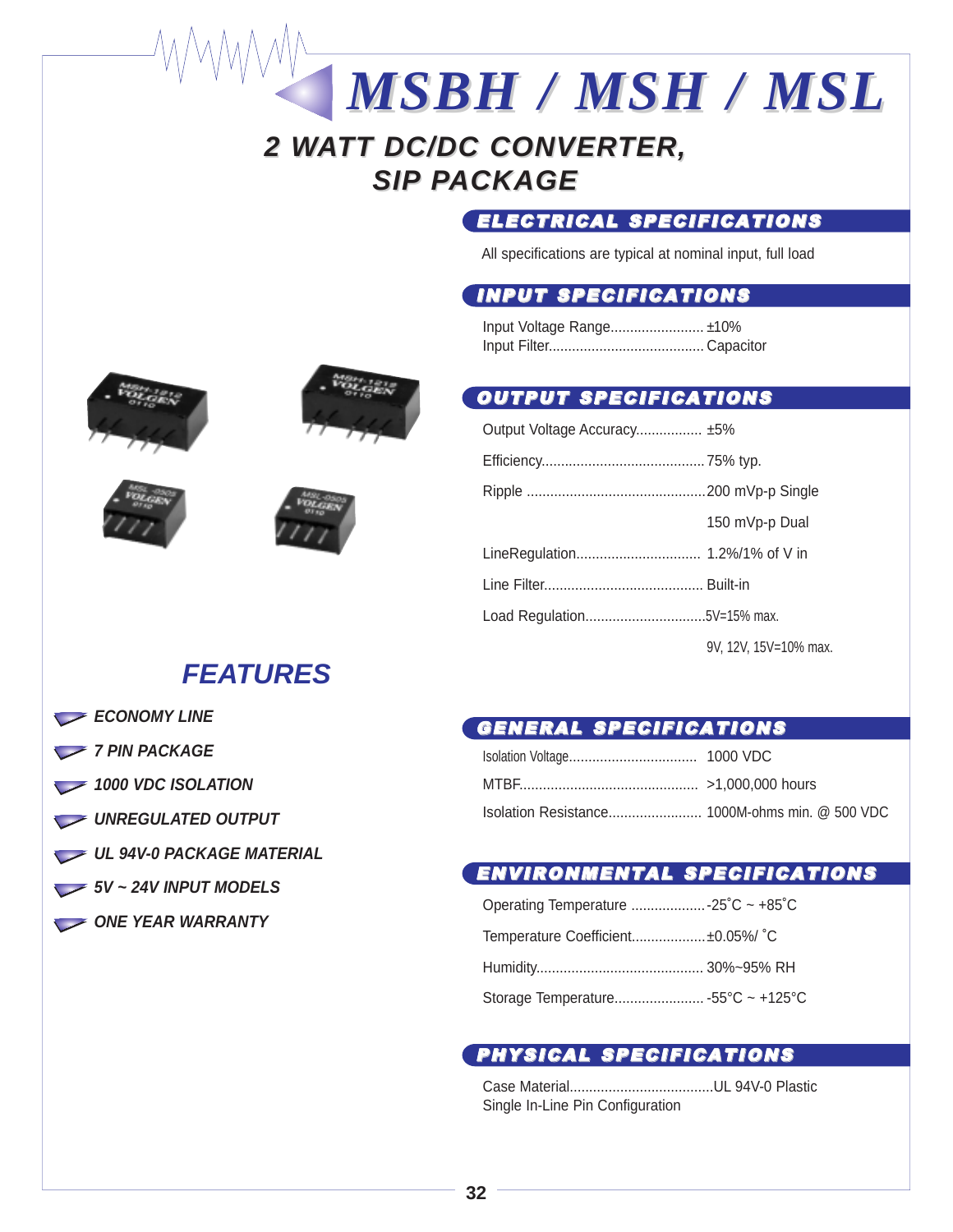# MSBH / MSH / MSL

## 2 WATT DC/DC CONVERTER, SIP PACKAGE

## ELECTRICAL SPECIFICATIONS

All specifications are typical at nominal input, full load

### INPUT SPECIFICATIONS

Input Voltage Range........................ ±10%
Input Filter........................................ Capacitor

### OUTPUT SPECIFICATIONS

Output Voltage Accuracy................. ±5%

Efficiency.......................................... 75% typ.

Ripple .............................................. 200 mVp-p Single
150 mVp-p Dual

LineRegulation................................ 1.2%/1% of V in

Line Filter......................................... Built-in

Load Regulation...............................5V=15% max.
9V, 12V, 15V=10% max.

## FEATURES

- ECONOMY LINE
- 7 PIN PACKAGE
- 1000 VDC ISOLATION
- UNREGULATED OUTPUT
- UL 94V-0 PACKAGE MATERIAL
- 5V ~ 24V INPUT MODELS
- ONE YEAR WARRANTY

### GENERAL SPECIFICATIONS

Isolation Voltage................................ 1000 VDC

MTBF............................................. >1,000,000 hours

Isolation Resistance........................ 1000M-ohms min. @ 500 VDC

### ENVIRONMENTAL SPECIFICATIONS

Operating Temperature ...................-25˚C ~ +85˚C

Temperature Coefficient...................±0.05%/ ˚C

Humidity........................................... 30%~95% RH

Storage Temperature....................... -55°C ~ +125°C

### PHYSICAL SPECIFICATIONS

Case Material.....................................UL 94V-0 Plastic
Single In-Line Pin Configuration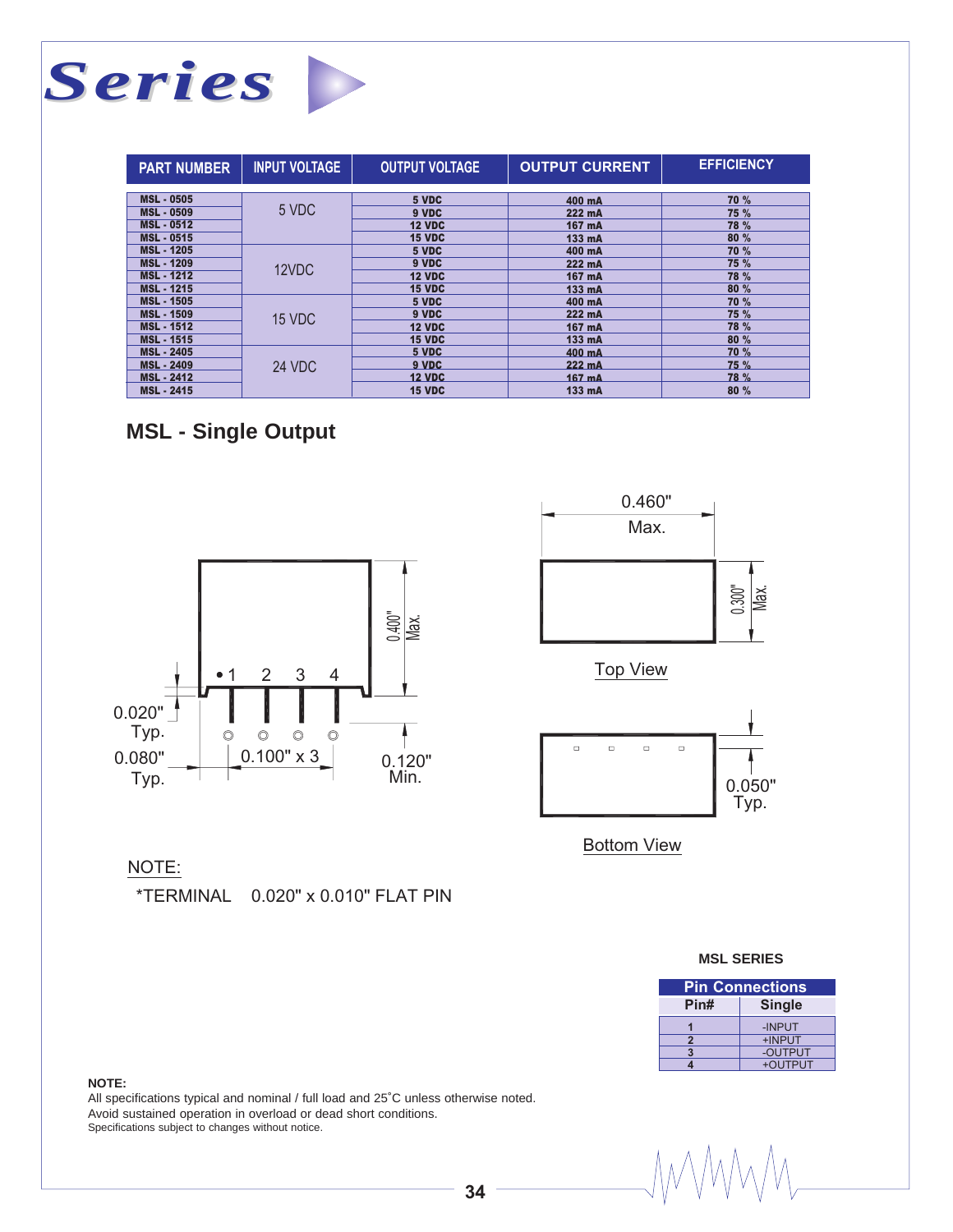# Series

| PART NUMBER | INPUT VOLTAGE | OUTPUT VOLTAGE | OUTPUT CURRENT | EFFICIENCY |
|---|---|---|---|---|
| MSL - 0505 | 5 VDC | 5 VDC | 400 mA | 70 % |
| MSL - 0509 | | 9 VDC | 222 mA | 75 % |
| MSL - 0512 | | 12 VDC | 167 mA | 78 % |
| MSL - 0515 | | 15 VDC | 133 mA | 80 % |
| MSL - 1205 | 12VDC | 5 VDC | 400 mA | 70 % |
| MSL - 1209 | | 9 VDC | 222 mA | 75 % |
| MSL - 1212 | | 12 VDC | 167 mA | 78 % |
| MSL - 1215 | | 15 VDC | 133 mA | 80 % |
| MSL - 1505 | 15 VDC | 5 VDC | 400 mA | 70 % |
| MSL - 1509 | | 9 VDC | 222 mA | 75 % |
| MSL - 1512 | | 12 VDC | 167 mA | 78 % |
| MSL - 1515 | | 15 VDC | 133 mA | 80 % |
| MSL - 2405 | 24 VDC | 5 VDC | 400 mA | 70 % |
| MSL - 2409 | | 9 VDC | 222 mA | 75 % |
| MSL - 2412 | | 12 VDC | 167 mA | 78 % |
| MSL - 2415 | | 15 VDC | 133 mA | 80 % |

## MSL - Single Output

0.400" Max.

1 2 3 4

0.020" Typ.

0.080" Typ.

0.100" x 3

0.120" Min.

0.460" Max.

0.300" Max.

Top View

0.050" Typ.

Bottom View

NOTE:

*TERMINAL 0.020" x 0.010" FLAT PIN

**MSL SERIES**

| Pin Connections | |
|---|---|
| Pin# | Single |
| 1 | -INPUT |
| 2 | +INPUT |
| 3 | -OUTPUT |
| 4 | +OUTPUT |

**NOTE:**

All specifications typical and nominal / full load and 25˚C unless otherwise noted.
Avoid sustained operation in overload or dead short conditions.
Specifications subject to changes without notice.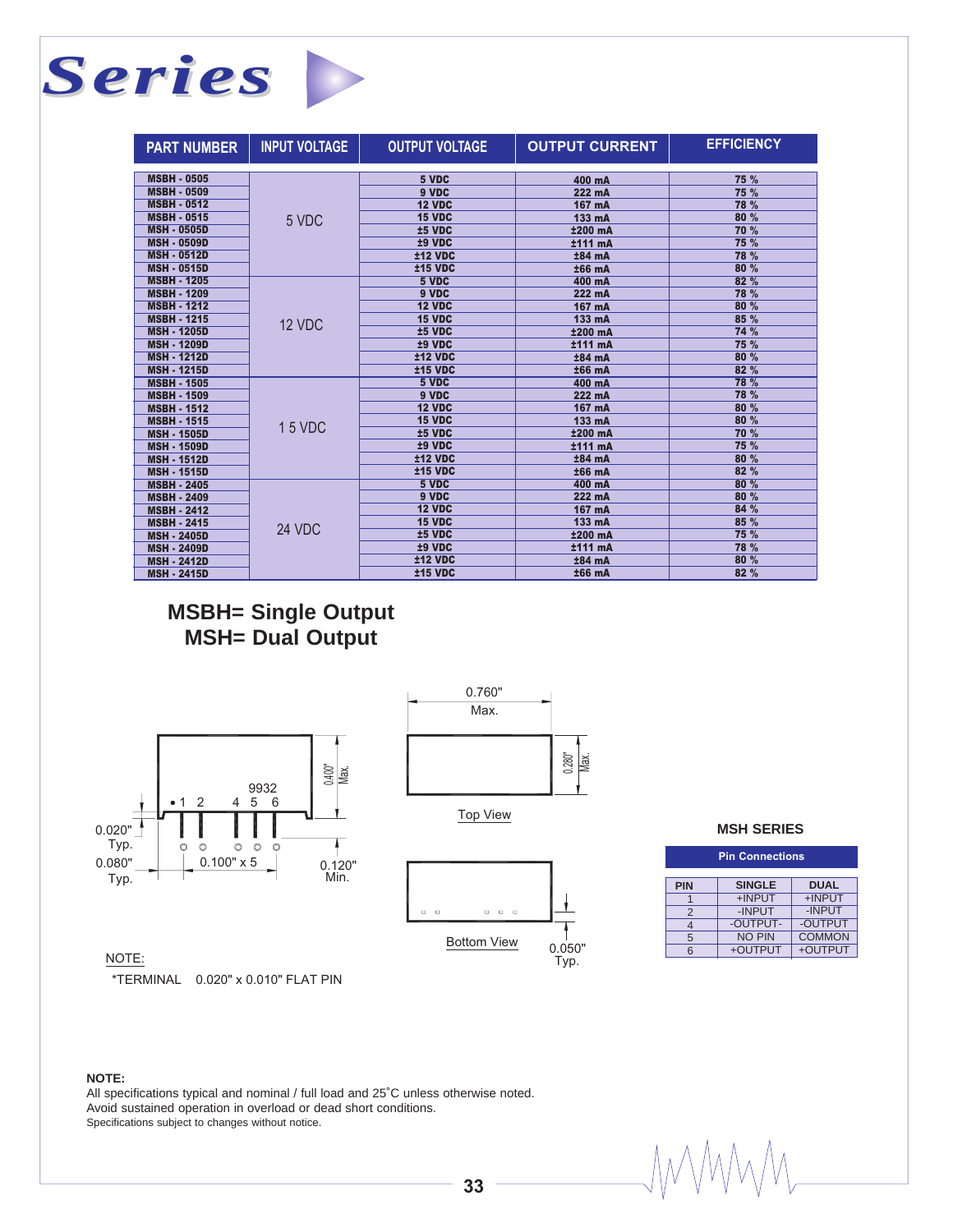# Series

| PART NUMBER | INPUT VOLTAGE | OUTPUT VOLTAGE | OUTPUT CURRENT | EFFICIENCY |
|---|---|---|---|---|
| MSBH - 0505 | 5 VDC | 5 VDC | 400 mA | 75 % |
| MSBH - 0509 | | 9 VDC | 222 mA | 75 % |
| MSBH - 0512 | | 12 VDC | 167 mA | 78 % |
| MSBH - 0515 | | 15 VDC | 133 mA | 80 % |
| MSH - 0505D | | ±5 VDC | ±200 mA | 70 % |
| MSH - 0509D | | ±9 VDC | ±111 mA | 75 % |
| MSH - 0512D | | ±12 VDC | ±84 mA | 78 % |
| MSH - 0515D | | ±15 VDC | ±66 mA | 80 % |
| MSBH - 1205 | 12 VDC | 5 VDC | 400 mA | 82 % |
| MSBH - 1209 | | 9 VDC | 222 mA | 78 % |
| MSBH - 1212 | | 12 VDC | 167 mA | 80 % |
| MSBH - 1215 | | 15 VDC | 133 mA | 85 % |
| MSH - 1205D | | ±5 VDC | ±200 mA | 74 % |
| MSH - 1209D | | ±9 VDC | ±111 mA | 75 % |
| MSH - 1212D | | ±12 VDC | ±84 mA | 80 % |
| MSH - 1215D | | ±15 VDC | ±66 mA | 82 % |
| MSBH - 1505 | 1 5 VDC | 5 VDC | 400 mA | 78 % |
| MSBH - 1509 | | 9 VDC | 222 mA | 78 % |
| MSBH - 1512 | | 12 VDC | 167 mA | 80 % |
| MSBH - 1515 | | 15 VDC | 133 mA | 80 % |
| MSH - 1505D | | ±5 VDC | ±200 mA | 70 % |
| MSH - 1509D | | ±9 VDC | ±111 mA | 75 % |
| MSH - 1512D | | ±12 VDC | ±84 mA | 80 % |
| MSH - 1515D | | ±15 VDC | ±66 mA | 82 % |
| MSBH - 2405 | 24 VDC | 5 VDC | 400 mA | 80 % |
| MSBH - 2409 | | 9 VDC | 222 mA | 80 % |
| MSBH - 2412 | | 12 VDC | 167 mA | 84 % |
| MSBH - 2415 | | 15 VDC | 133 mA | 85 % |
| MSH - 2405D | | ±5 VDC | ±200 mA | 75 % |
| MSH - 2409D | | ±9 VDC | ±111 mA | 78 % |
| MSH - 2412D | | ±12 VDC | ±84 mA | 80 % |
| MSH - 2415D | | ±15 VDC | ±66 mA | 82 % |

## MSBH= Single Output
## MSH= Dual Output

0.760" Max.

0.280" Max.

Top View

0.400" Max.

9932

• 1 2 4 5 6

0.020" Typ.

0.080" Typ.

0.100" x 5

0.120" Min.

Bottom View

0.050" Typ.

NOTE:

*TERMINAL 0.020" x 0.010" FLAT PIN

### MSH SERIES

**Pin Connections**

| PIN | SINGLE | DUAL |
|---|---|---|
| 1 | +INPUT | +INPUT |
| 2 | -INPUT | -INPUT |
| 4 | -OUTPUT- | -OUTPUT |
| 5 | NO PIN | COMMON |
| 6 | +OUTPUT | +OUTPUT |

**NOTE:**

All specifications typical and nominal / full load and 25˚C unless otherwise noted.

Avoid sustained operation in overload or dead short conditions.

Specifications subject to changes without notice.